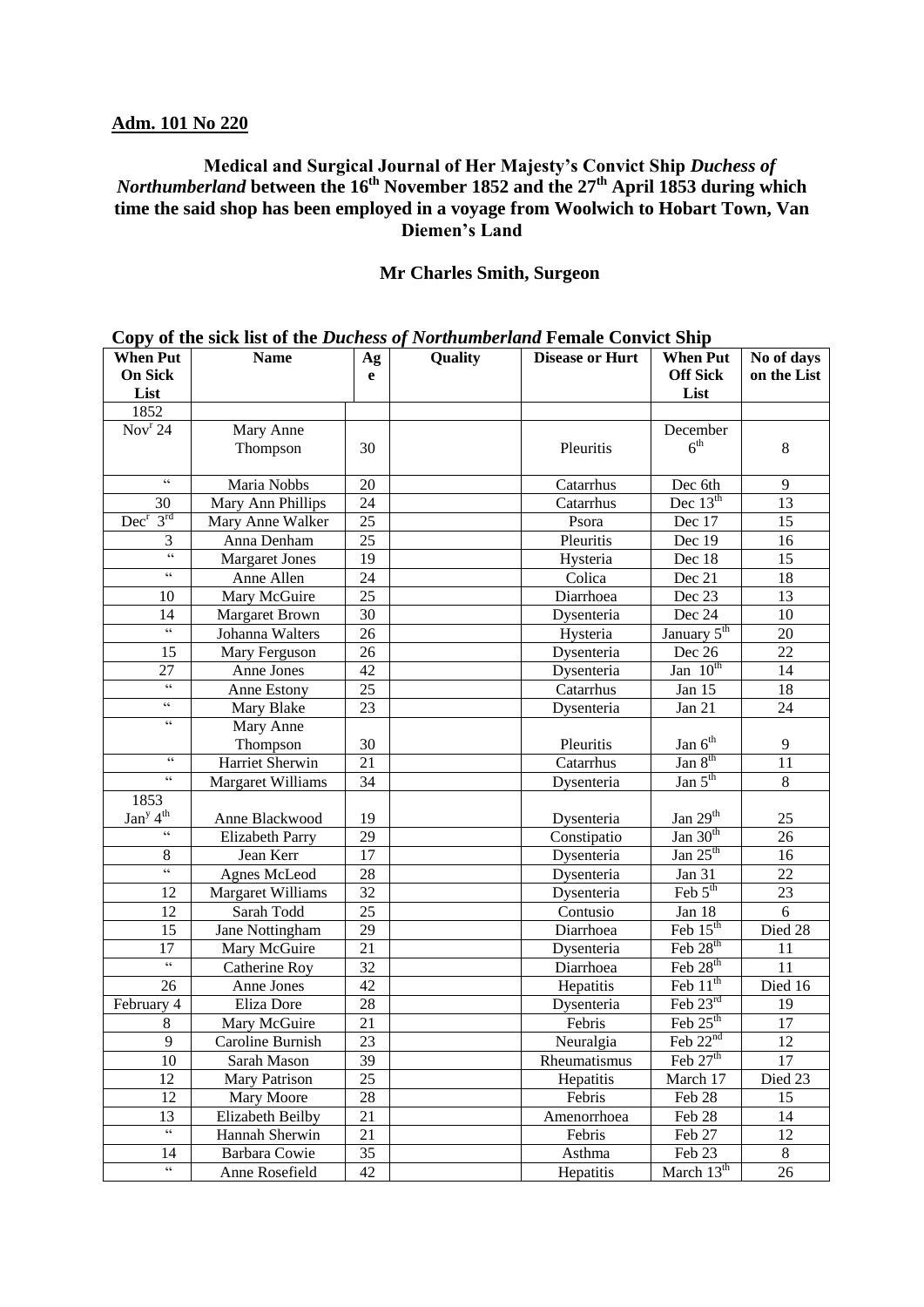**Adm. 101 No 220**

**Medical and Surgical Journal of Her Majesty's Convict Ship *Duchess of Northumberland* between the 16th November 1852 and the 27th April 1853 during which time the said shop has been employed in a voyage from Woolwich to Hobart Town, Van Diemen's Land**

**Mr Charles Smith, Surgeon**

**Copy of the sick list of the *Duchess of Northumberland* Female Convict Ship**

| When Put On Sick List | Name | Age | Quality | Disease or Hurt | When Put Off Sick List | No of days on the List |
|---|---|---|---|---|---|---|
| 1852 | | | | | | |
| Novr 24 | Mary Anne Thompson | 30 | | Pleuritis | December 6th | 8 |
| " | Maria Nobbs | 20 | | Catarrhus | Dec 6th | 9 |
| 30 | Mary Ann Phillips | 24 | | Catarrhus | Dec 13th | 13 |
| Decr 3rd | Mary Anne Walker | 25 | | Psora | Dec 17 | 15 |
| 3 | Anna Denham | 25 | | Pleuritis | Dec 19 | 16 |
| " | Margaret Jones | 19 | | Hysteria | Dec 18 | 15 |
| " | Anne Allen | 24 | | Colica | Dec 21 | 18 |
| 10 | Mary McGuire | 25 | | Diarrhoea | Dec 23 | 13 |
| 14 | Margaret Brown | 30 | | Dysenteria | Dec 24 | 10 |
| " | Johanna Walters | 26 | | Hysteria | January 5th | 20 |
| 15 | Mary Ferguson | 26 | | Dysenteria | Dec 26 | 22 |
| 27 | Anne Jones | 42 | | Dysenteria | Jan 10th | 14 |
| " | Anne Estony | 25 | | Catarrhus | Jan 15 | 18 |
| " | Mary Blake | 23 | | Dysenteria | Jan 21 | 24 |
| " | Mary Anne Thompson | 30 | | Pleuritis | Jan 6th | 9 |
| " | Harriet Sherwin | 21 | | Catarrhus | Jan 8th | 11 |
| " | Margaret Williams | 34 | | Dysenteria | Jan 5th | 8 |
| 1853 Jany 4th | Anne Blackwood | 19 | | Dysenteria | Jan 29th | 25 |
| " | Elizabeth Parry | 29 | | Constipatio | Jan 30th | 26 |
| 8 | Jean Kerr | 17 | | Dysenteria | Jan 25th | 16 |
| " | Agnes McLeod | 28 | | Dysenteria | Jan 31 | 22 |
| 12 | Margaret Williams | 32 | | Dysenteria | Feb 5th | 23 |
| 12 | Sarah Todd | 25 | | Contusio | Jan 18 | 6 |
| 15 | Jane Nottingham | 29 | | Diarrhoea | Feb 15th | Died 28 |
| 17 | Mary McGuire | 21 | | Dysenteria | Feb 28th | 11 |
| " | Catherine Roy | 32 | | Diarrhoea | Feb 28th | 11 |
| 26 | Anne Jones | 42 | | Hepatitis | Feb 11th | Died 16 |
| February 4 | Eliza Dore | 28 | | Dysenteria | Feb 23rd | 19 |
| 8 | Mary McGuire | 21 | | Febris | Feb 25th | 17 |
| 9 | Caroline Burnish | 23 | | Neuralgia | Feb 22nd | 12 |
| 10 | Sarah Mason | 39 | | Rheumatismus | Feb 27th | 17 |
| 12 | Mary Patrison | 25 | | Hepatitis | March 17 | Died 23 |
| 12 | Mary Moore | 28 | | Febris | Feb 28 | 15 |
| 13 | Elizabeth Beilby | 21 | | Amenorrhoea | Feb 28 | 14 |
| " | Hannah Sherwin | 21 | | Febris | Feb 27 | 12 |
| 14 | Barbara Cowie | 35 | | Asthma | Feb 23 | 8 |
| " | Anne Rosefield | 42 | | Hepatitis | March 13th | 26 |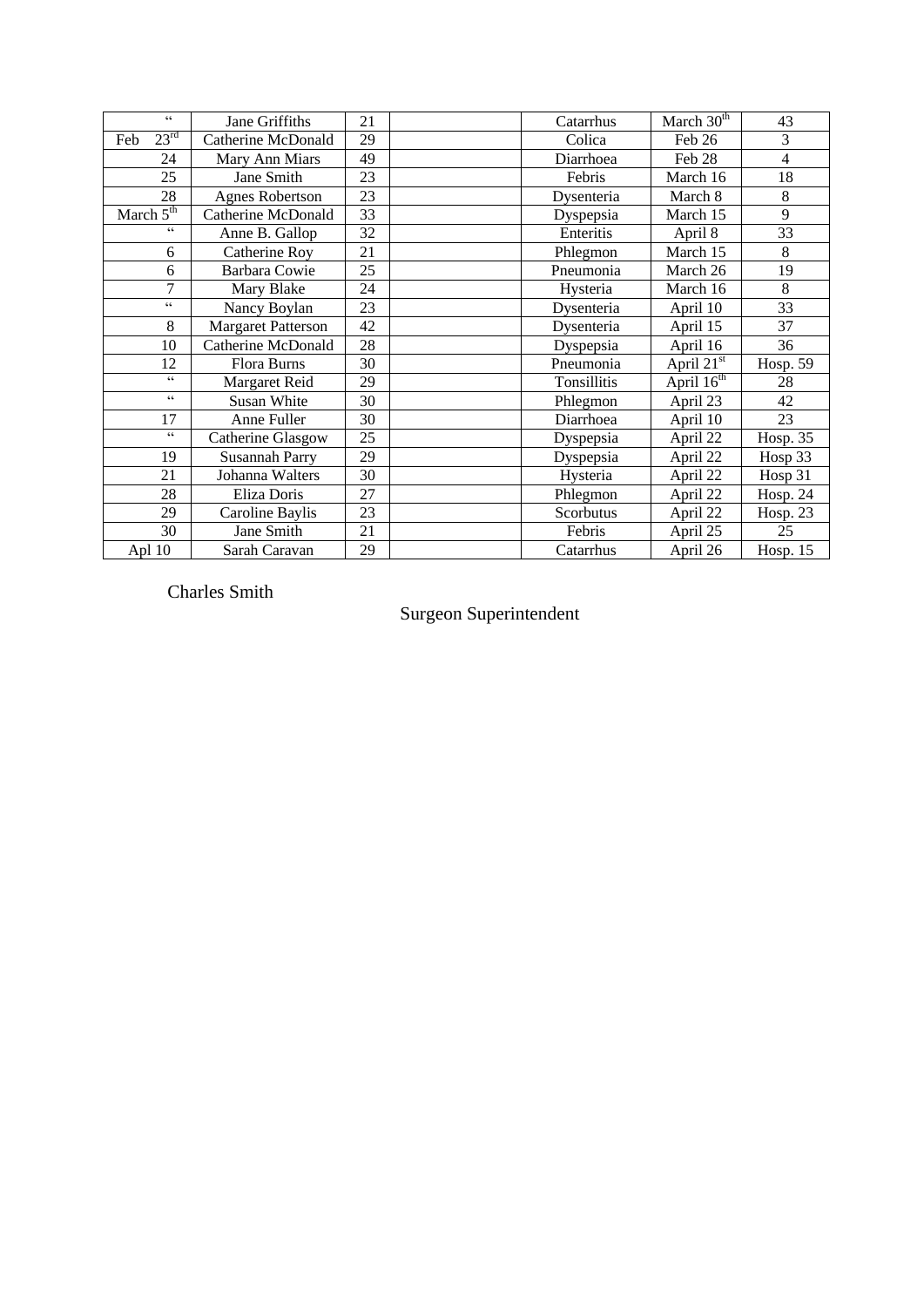| | | | | | | |
|---|---|---|---|---|---|---|
| " | Jane Griffiths | 21 | | Catarrhus | March 30th | 43 |
| Feb 23rd | Catherine McDonald | 29 | | Colica | Feb 26 | 3 |
| 24 | Mary Ann Miars | 49 | | Diarrhoea | Feb 28 | 4 |
| 25 | Jane Smith | 23 | | Febris | March 16 | 18 |
| 28 | Agnes Robertson | 23 | | Dysenteria | March 8 | 8 |
| March 5th | Catherine McDonald | 33 | | Dyspepsia | March 15 | 9 |
| " | Anne B. Gallop | 32 | | Enteritis | April 8 | 33 |
| 6 | Catherine Roy | 21 | | Phlegmon | March 15 | 8 |
| 6 | Barbara Cowie | 25 | | Pneumonia | March 26 | 19 |
| 7 | Mary Blake | 24 | | Hysteria | March 16 | 8 |
| " | Nancy Boylan | 23 | | Dysenteria | April 10 | 33 |
| 8 | Margaret Patterson | 42 | | Dysenteria | April 15 | 37 |
| 10 | Catherine McDonald | 28 | | Dyspepsia | April 16 | 36 |
| 12 | Flora Burns | 30 | | Pneumonia | April 21st | Hosp. 59 |
| " | Margaret Reid | 29 | | Tonsillitis | April 16th | 28 |
| " | Susan White | 30 | | Phlegmon | April 23 | 42 |
| 17 | Anne Fuller | 30 | | Diarrhoea | April 10 | 23 |
| " | Catherine Glasgow | 25 | | Dyspepsia | April 22 | Hosp. 35 |
| 19 | Susannah Parry | 29 | | Dyspepsia | April 22 | Hosp 33 |
| 21 | Johanna Walters | 30 | | Hysteria | April 22 | Hosp 31 |
| 28 | Eliza Doris | 27 | | Phlegmon | April 22 | Hosp. 24 |
| 29 | Caroline Baylis | 23 | | Scorbutus | April 22 | Hosp. 23 |
| 30 | Jane Smith | 21 | | Febris | April 25 | 25 |
| Apl 10 | Sarah Caravan | 29 | | Catarrhus | April 26 | Hosp. 15 |

Charles Smith

Surgeon Superintendent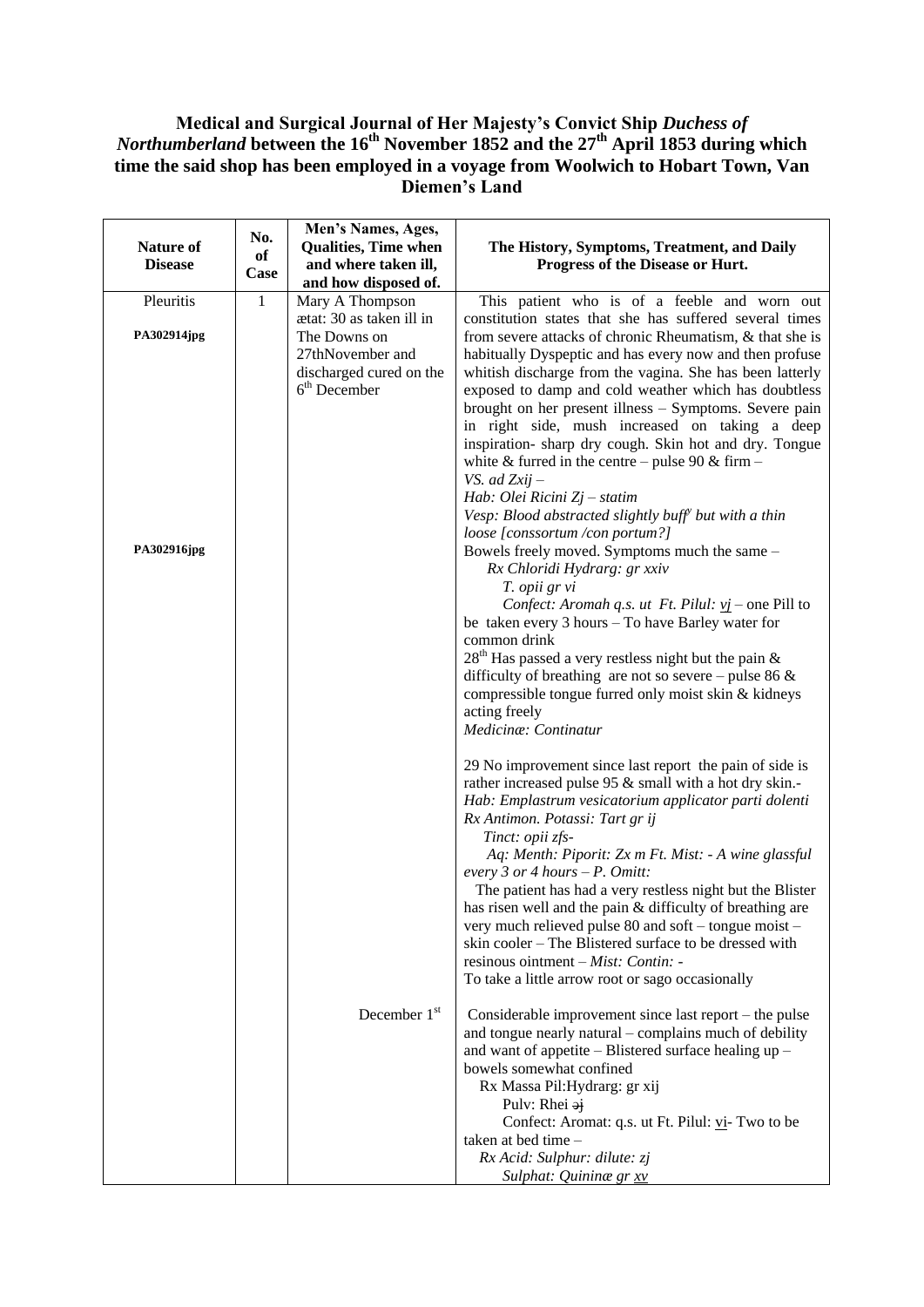**Medical and Surgical Journal of Her Majesty's Convict Ship *Duchess of Northumberland* between the 16th November 1852 and the 27th April 1853 during which time the said shop has been employed in a voyage from Woolwich to Hobart Town, Van Diemen's Land**

| Nature of Disease | No. of Case | Men's Names, Ages, Qualities, Time when and where taken ill, and how disposed of. | The History, Symptoms, Treatment, and Daily Progress of the Disease or Hurt. |
|---|---|---|---|
| Pleuritis<br><br>**PA302914jpg**<br><br><br><br><br><br><br><br><br><br>**PA302916jpg** | 1 | Mary A Thompson ætat: 30 as taken ill in The Downs on 27thNovember and discharged cured on the 6th December | This patient who is of a feeble and worn out constitution states that she has suffered several times from severe attacks of chronic Rheumatism, & that she is habitually Dyspeptic and has every now and then profuse whitish discharge from the vagina. She has been latterly exposed to damp and cold weather which has doubtless brought on her present illness – Symptoms. Severe pain in right side, mush increased on taking a deep inspiration- sharp dry cough. Skin hot and dry. Tongue white & furred in the centre – pulse 90 & firm –<br>*VS. ad Zxij –*<br>*Hab: Olei Ricini Zj – statim*<br>*Vesp: Blood abstracted slightly buff' but with a thin loose [conssortum /con portum?]*<br>Bowels freely moved. Symptoms much the same –<br>*Rx Chloridi Hydrarg: gr xxiv*<br>*T. opii gr vi*<br>*Confect: Aromah q.s. ut Ft. Pilul: vj* – one Pill to be taken every 3 hours – To have Barley water for common drink<br>28th Has passed a very restless night but the pain & difficulty of breathing are not so severe – pulse 86 & compressible tongue furred only moist skin & kidneys acting freely<br>*Medicinæ: Continatur*<br><br>29 No improvement since last report the pain of side is rather increased pulse 95 & small with a hot dry skin.-<br>*Hab: Emplastrum vesicatorium applicator parti dolenti*<br>*Rx Antimon. Potassi: Tart gr ij*<br>*Tinct: opii zfs-*<br>*Aq: Menth: Piporit: Zx m Ft. Mist: - A wine glassful every 3 or 4 hours – P. Omitt:*<br>The patient has had a very restless night but the Blister has risen well and the pain & difficulty of breathing are very much relieved pulse 80 and soft – tongue moist – skin cooler – The Blistered surface to be dressed with resinous ointment – *Mist: Contin: -*<br>To take a little arrow root or sago occasionally |
| | | December 1st | Considerable improvement since last report – the pulse and tongue nearly natural – complains much of debility and want of appetite – Blistered surface healing up – bowels somewhat confined<br>Rx Massa Pil:Hydrarg: gr xij<br>Pulv: Rhei ~~ɜj~~<br>Confect: Aromat: q.s. ut Ft. Pilul: vi- Two to be taken at bed time –<br>*Rx Acid: Sulphur: dilute: zj*<br>*Sulphat: Quininæ gr xv* |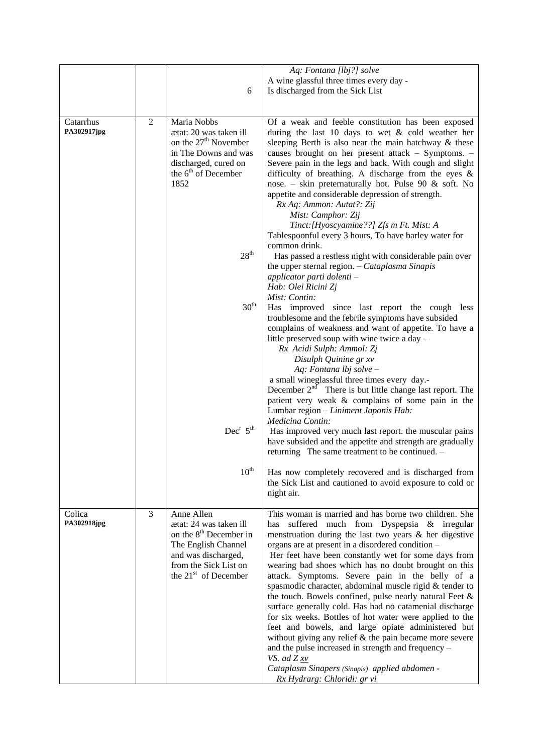| | | | |
|---|---|---|---|
| | | 6 | *Aq: Fontana [lbj?] solve*<br>A wine glassful three times every day -<br>Is discharged from the Sick List |
| Catarrhus<br>**PA302917jpg** | 2 | Maria Nobbs<br>ætat: 20 was taken ill on the 27th November in The Downs and was discharged, cured on the 6th of December 1852 | Of a weak and feeble constitution has been exposed during the last 10 days to wet & cold weather her sleeping Berth is also near the main hatchway & these causes brought on her present attack – Symptoms. – Severe pain in the legs and back. With cough and slight difficulty of breathing. A discharge from the eyes & nose. – skin preternaturally hot. Pulse 90 & soft. No appetite and considerable depression of strength.<br>*Rx Aq: Ammon: Autat?: Zij*<br>*Mist: Camphor: Zij*<br>*Tinct:[Hyoscyamine??] Zfs m Ft. Mist: A*<br>Tablespoonful every 3 hours, To have barley water for common drink. |
| | | 28th | Has passed a restless night with considerable pain over the upper sternal region. – *Cataplasma Sinapis applicator parti dolenti –*<br>*Hab: Olei Ricini Zj*<br>*Mist: Contin:* |
| | | 30th | Has improved since last report the cough less troublesome and the febrile symptoms have subsided complains of weakness and want of appetite. To have a little preserved soup with wine twice a day –<br>*Rx Acidi Sulph: Ammol: Zj*<br>*Disulph Quinine gr xv*<br>*Aq: Fontana lbj solve –*<br>a small wineglassful three times every day.-<br>December 2nd There is but little change last report. The patient very weak & complains of some pain in the Lumbar region – *Liniment Japonis Hab:*<br>*Medicina Contin:* |
| | | Decr 5th | Has improved very much last report. the muscular pains have subsided and the appetite and strength are gradually returning The same treatment to be continued. – |
| | | 10th | Has now completely recovered and is discharged from the Sick List and cautioned to avoid exposure to cold or night air. |
| Colica<br>**PA302918jpg** | 3 | Anne Allen<br>ætat: 24 was taken ill on the 8th December in The English Channel and was discharged, from the Sick List on the 21st of December | This woman is married and has borne two children. She has suffered much from Dyspepsia & irregular menstruation during the last two years & her digestive organs are at present in a disordered condition –<br>Her feet have been constantly wet for some days from wearing bad shoes which has no doubt brought on this attack. Symptoms. Severe pain in the belly of a spasmodic character, abdominal muscle rigid & tender to the touch. Bowels confined, pulse nearly natural Feet & surface generally cold. Has had no catamenial discharge for six weeks. Bottles of hot water were applied to the feet and bowels, and large opiate administered but without giving any relief & the pain became more severe and the pulse increased in strength and frequency –<br>*VS. ad Z xv*<br>*Cataplasm Sinapers (Sinapis) applied abdomen -*<br>*Rx Hydrarg: Chloridi: gr vi* |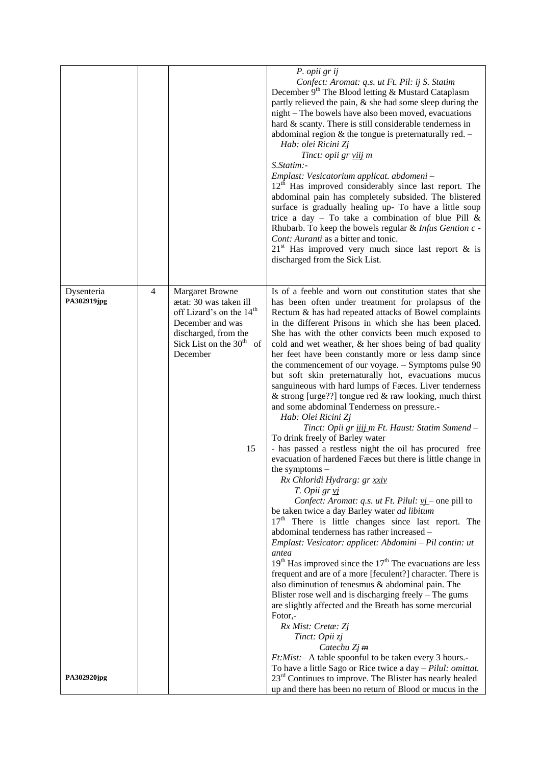| | | | |
|---|---|---|---|
| | | | *P. opii gr ij*<br>*Confect: Aromat: q.s. ut Ft. Pil: ij S. Statim*<br>December 9[th] The Blood letting & Mustard Cataplasm partly relieved the pain, & she had some sleep during the night – The bowels have also been moved, evacuations hard & scanty. There is still considerable tenderness in abdominal region & the tongue is preternaturally red. –<br>*Hab: olei Ricini Zj*<br>*Tinct: opii gr viij m*<br>*S.Statim:-*<br>*Emplast: Vesicatorium applicat. abdomeni –*<br>12[th] Has improved considerably since last report. The abdominal pain has completely subsided. The blistered surface is gradually healing up- To have a little soup trice a day – To take a combination of blue Pill & Rhubarb. To keep the bowels regular & *Infus Gention c - Cont: Auranti* as a bitter and tonic.<br>21[st] Has improved very much since last report & is discharged from the Sick List. |
| Dysenteria<br>**PA302919jpg**<br><br><br><br><br><br><br><br><br><br><br><br><br><br><br><br><br><br><br><br><br><br><br><br><br><br><br><br><br><br><br>**PA302920jpg** | 4 | Margaret Browne ætat: 30 was taken ill off Lizard's on the 14[th] December and was discharged, from the Sick List on the 30[th] of December<br><br><br><br><br><br><br><br><br><br><br><br><br>15 | Is of a feeble and worn out constitution states that she has been often under treatment for prolapsus of the Rectum & has had repeated attacks of Bowel complaints in the different Prisons in which she has been placed. She has with the other convicts been much exposed to cold and wet weather, & her shoes being of bad quality her feet have been constantly more or less damp since the commencement of our voyage. – Symptoms pulse 90 but soft skin preternaturally hot, evacuations mucus sanguineous with hard lumps of Fæces. Liver tenderness & strong [urge??] tongue red & raw looking, much thirst and some abdominal Tenderness on pressure.-<br>*Hab: Olei Ricini Zj*<br>*Tinct: Opii gr iiij m Ft. Haust: Statim Sumend* –<br>To drink freely of Barley water<br>- has passed a restless night the oil has procured free evacuation of hardened Fæces but there is little change in the symptoms –<br>*Rx Chloridi Hydrarg: gr xxiv*<br>*T. Opii gr vj*<br>*Confect: Aromat: q.s. ut Ft. Pilul: vj* – one pill to be taken twice a day Barley water *ad libitum*<br>17[th] There is little changes since last report. The abdominal tenderness has rather increased –<br>*Emplast: Vesicator: applicet: Abdomini – Pil contin: ut antea*<br>19[th] Has improved since the 17[th] The evacuations are less frequent and are of a more [feculent?] character. There is also diminution of tenesmus & abdominal pain. The Blister rose well and is discharging freely – The gums are slightly affected and the Breath has some mercurial Fotor,-<br>*Rx Mist: Cretæ: Zj*<br>*Tinct: Opii zj*<br>*Catechu Zj m*<br>*Ft:Mist:*– A table spoonful to be taken every 3 hours.-<br>To have a little Sago or Rice twice a day – *Pilul: omittat.*<br>23[rd] Continues to improve. The Blister has nearly healed up and there has been no return of Blood or mucus in the |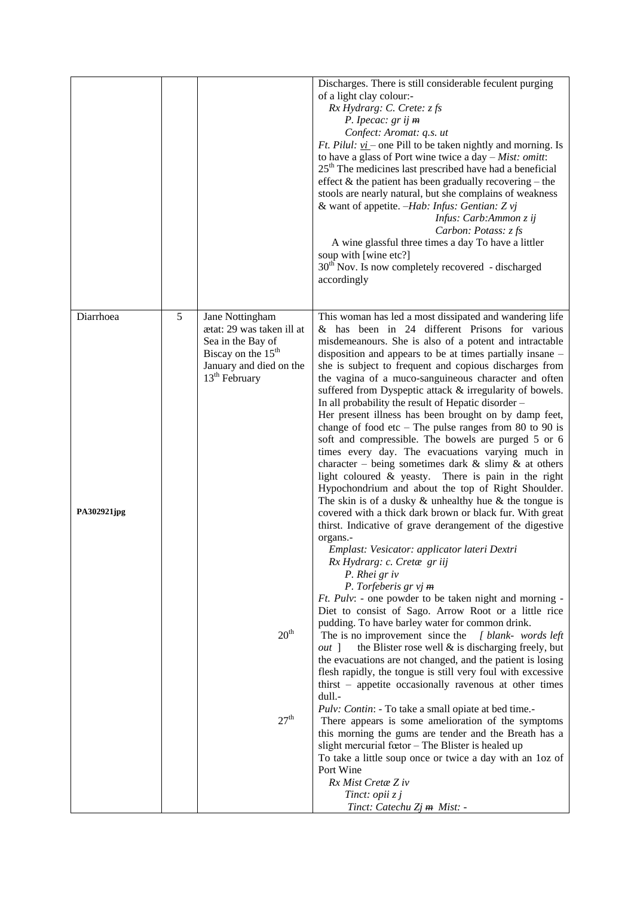| | | | |
|---|---|---|---|
| | | | Discharges. There is still considerable feculent purging of a light clay colour:-<br>*Rx Hydrarg: C. Crete: z fs*<br>*P. Ipecac: gr ij ~~m~~*<br>*Confect: Aromat: q.s. ut*<br>*Ft. Pilul: vi* – one Pill to be taken nightly and morning. Is to have a glass of Port wine twice a day – *Mist: omitt*:<br>25th The medicines last prescribed have had a beneficial effect & the patient has been gradually recovering – the stools are nearly natural, but she complains of weakness & want of appetite. –*Hab: Infus: Gentian: Z vj*<br>*Infus: Carb:Ammon z ij*<br>*Carbon: Potass: z fs*<br>A wine glassful three times a day To have a littler soup with [wine etc?]<br>30th Nov. Is now completely recovered - discharged accordingly |
| Diarrhoea<br><br>**PA302921jpg** | 5 | Jane Nottingham ætat: 29 was taken ill at Sea in the Bay of Biscay on the 15th January and died on the 13th February<br><br>20th<br><br>27th | This woman has led a most dissipated and wandering life & has been in 24 different Prisons for various misdemeanours. She is also of a potent and intractable disposition and appears to be at times partially insane – she is subject to frequent and copious discharges from the vagina of a muco-sanguineous character and often suffered from Dyspeptic attack & irregularity of bowels. In all probability the result of Hepatic disorder –<br>Her present illness has been brought on by damp feet, change of food etc – The pulse ranges from 80 to 90 is soft and compressible. The bowels are purged 5 or 6 times every day. The evacuations varying much in character – being sometimes dark & slimy & at others light coloured & yeasty. There is pain in the right Hypochondrium and about the top of Right Shoulder. The skin is of a dusky & unhealthy hue & the tongue is covered with a thick dark brown or black fur. With great thirst. Indicative of grave derangement of the digestive organs.-<br>*Emplast: Vesicator: applicator lateri Dextri*<br>*Rx Hydrarg: c. Cretæ gr iij*<br>*P. Rhei gr iv*<br>*P. Torfeberis gr vj ~~m~~*<br>*Ft. Pulv*: - one powder to be taken night and morning - Diet to consist of Sago. Arrow Root or a little rice pudding. To have barley water for common drink.<br>The is no improvement since the *[ blank- words left out ]* the Blister rose well & is discharging freely, but the evacuations are not changed, and the patient is losing flesh rapidly, the tongue is still very foul with excessive thirst – appetite occasionally ravenous at other times dull.-<br>*Pulv: Contin*: - To take a small opiate at bed time.-<br>There appears is some amelioration of the symptoms this morning the gums are tender and the Breath has a slight mercurial fœtor – The Blister is healed up<br>To take a little soup once or twice a day with an 1oz of Port Wine<br>*Rx Mist Cretæ Z iv*<br>*Tinct: opii z j*<br>*Tinct: Catechu Zj ~~m~~ Mist: -* |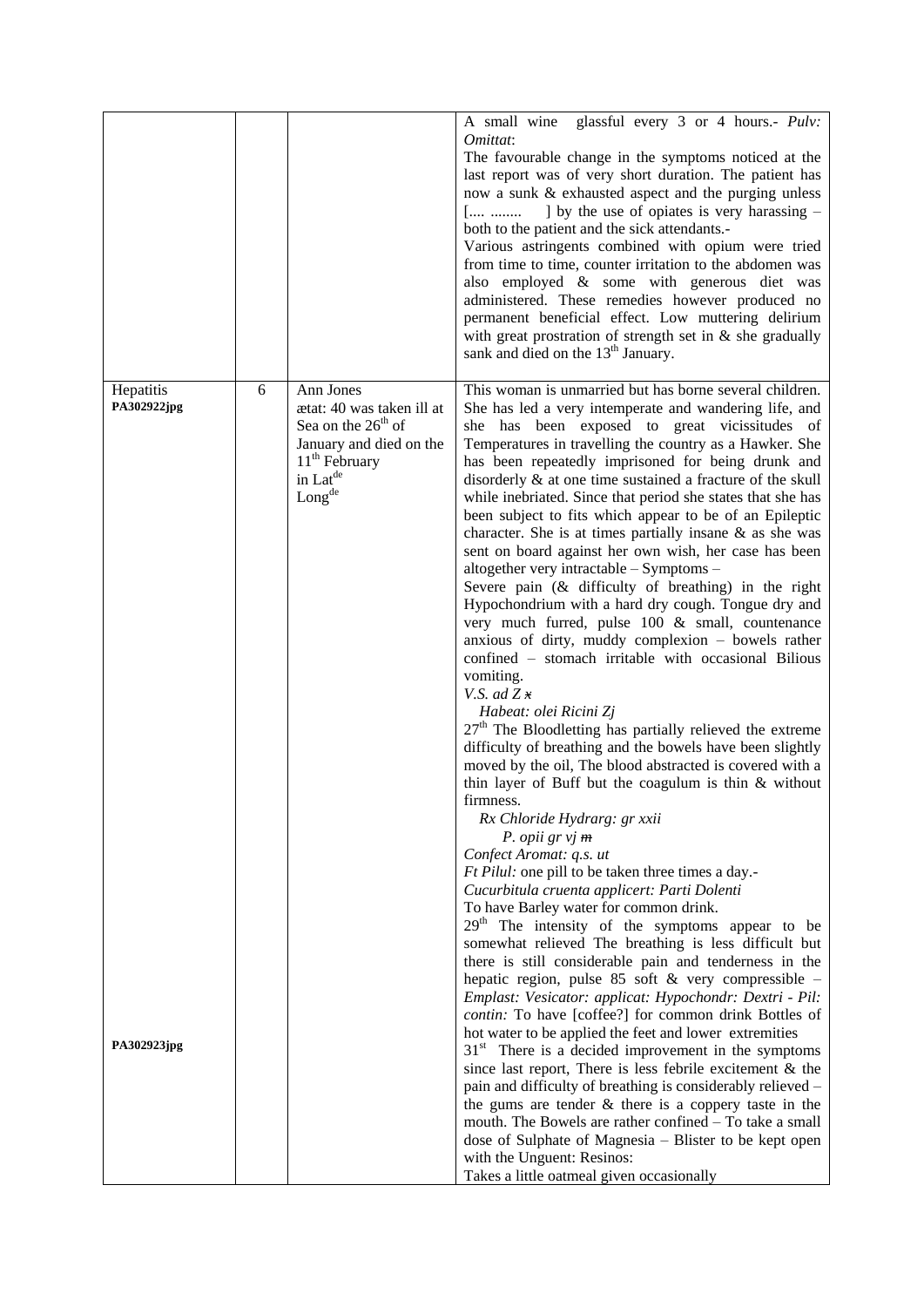| | | | |
|---|---|---|---|
| | | | A small wine glassful every 3 or 4 hours.- *Pulv: Omittat*: The favourable change in the symptoms noticed at the last report was of very short duration. The patient has now a sunk & exhausted aspect and the purging unless [.... ........ ] by the use of opiates is very harassing – both to the patient and the sick attendants.- Various astringents combined with opium were tried from time to time, counter irritation to the abdomen was also employed & some with generous diet was administered. These remedies however produced no permanent beneficial effect. Low muttering delirium with great prostration of strength set in & she gradually sank and died on the 13th January. |
| Hepatitis **PA302922jpg** **PA302923jpg** | 6 | Ann Jones ætat: 40 was taken ill at Sea on the 26th of January and died on the 11th February in Latde Longde | This woman is unmarried but has borne several children. She has led a very intemperate and wandering life, and she has been exposed to great vicissitudes of Temperatures in travelling the country as a Hawker. She has been repeatedly imprisoned for being drunk and disorderly & at one time sustained a fracture of the skull while inebriated. Since that period she states that she has been subject to fits which appear to be of an Epileptic character. She is at times partially insane & as she was sent on board against her own wish, her case has been altogether very intractable – Symptoms – Severe pain (& difficulty of breathing) in the right Hypochondrium with a hard dry cough. Tongue dry and very much furred, pulse 100 & small, countenance anxious of dirty, muddy complexion – bowels rather confined – stomach irritable with occasional Bilious vomiting. *V.S. ad Z ~~x~~* *Habeat: olei Ricini Zj* 27th The Bloodletting has partially relieved the extreme difficulty of breathing and the bowels have been slightly moved by the oil, The blood abstracted is covered with a thin layer of Buff but the coagulum is thin & without firmness. *Rx Chloride Hydrarg: gr xxii* *P. opii gr vj ~~m~~* *Confect Aromat: q.s. ut* *Ft Pilul:* one pill to be taken three times a day.- *Cucurbitula cruenta applicert: Parti Dolenti* To have Barley water for common drink. 29th The intensity of the symptoms appear to be somewhat relieved The breathing is less difficult but there is still considerable pain and tenderness in the hepatic region, pulse 85 soft & very compressible – *Emplast: Vesicator: applicat: Hypochondr: Dextri - Pil: contin:* To have [coffee?] for common drink Bottles of hot water to be applied the feet and lower extremities 31st There is a decided improvement in the symptoms since last report, There is less febrile excitement & the pain and difficulty of breathing is considerably relieved – the gums are tender & there is a coppery taste in the mouth. The Bowels are rather confined – To take a small dose of Sulphate of Magnesia – Blister to be kept open with the Unguent: Resinos: Takes a little oatmeal given occasionally |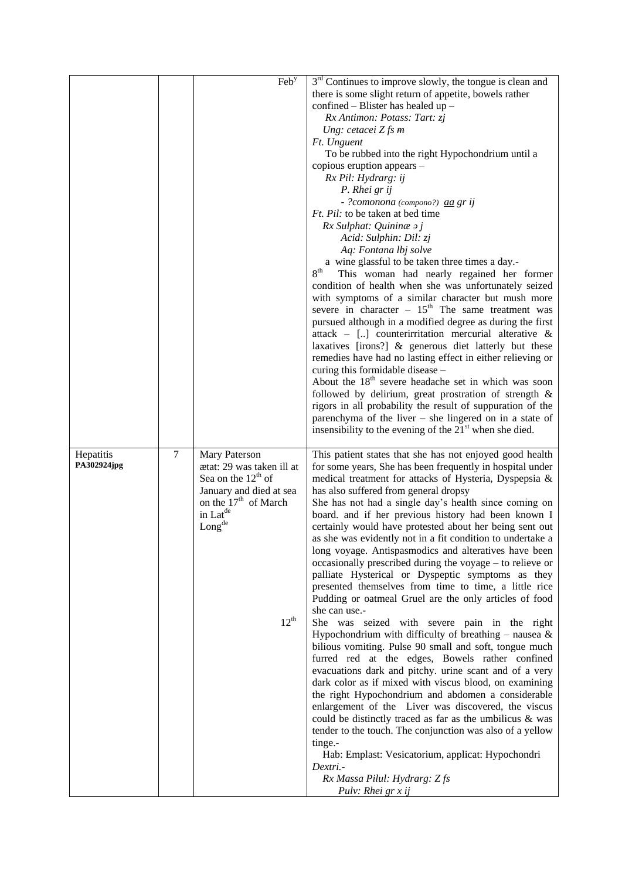| | | | |
|---|---|---|---|
| | | Feb[y] | 3[rd] Continues to improve slowly, the tongue is clean and there is some slight return of appetite, bowels rather confined – Blister has healed up –<br>*Rx Antimon: Potass: Tart: ʒj*<br>*Ung: cetacei Ʒ fs ~~m~~*<br>*Ft. Unguent*<br>To be rubbed into the right Hypochondrium until a copious eruption appears –<br>*Rx Pil: Hydrarg: ij*<br>*P. Rhei gr ij*<br>*- ?comonona (compono?) <u>aa</u> gr ij*<br>*Ft. Pil:* to be taken at bed time<br>*Rx Sulphat: Quininæ ~~ꝫ~~ j*<br>*Acid: Sulphin: Dil: ʒj*<br>*Aq: Fontana lbj solve*<br>a wine glassful to be taken three times a day.-<br>8[th] This woman had nearly regained her former condition of health when she was unfortunately seized with symptoms of a similar character but mush more severe in character – 15[th] The same treatment was pursued although in a modified degree as during the first attack – [..] counterirritation mercurial alterative & laxatives [irons?] & generous diet latterly but these remedies have had no lasting effect in either relieving or curing this formidable disease –<br>About the 18[th] severe headache set in which was soon followed by delirium, great prostration of strength & rigors in all probability the result of suppuration of the parenchyma of the liver – she lingered on in a state of insensibility to the evening of the 21[st] when she died. |
| Hepatitis<br>**PA302924jpg** | 7 | Mary Paterson<br>ætat: 29 was taken ill at Sea on the 12[th] of January and died at sea on the 17[th] of March in Lat[de] Long[de]<br><br><br><br><br><br><br>12[th] | This patient states that she has not enjoyed good health for some years, She has been frequently in hospital under medical treatment for attacks of Hysteria, Dyspepsia & has also suffered from general dropsy<br>She has not had a single day's health since coming on board. and if her previous history had been known I certainly would have protested about her being sent out as she was evidently not in a fit condition to undertake a long voyage. Antispasmodics and alteratives have been occasionally prescribed during the voyage – to relieve or palliate Hysterical or Dyspeptic symptoms as they presented themselves from time to time, a little rice Pudding or oatmeal Gruel are the only articles of food she can use.-<br>She was seized with severe pain in the right Hypochondrium with difficulty of breathing – nausea & bilious vomiting. Pulse 90 small and soft, tongue much furred red at the edges, Bowels rather confined evacuations dark and pitchy. urine scant and of a very dark color as if mixed with viscus blood, on examining the right Hypochondrium and abdomen a considerable enlargement of the Liver was discovered, the viscus could be distinctly traced as far as the umbilicus & was tender to the touch. The conjunction was also of a yellow tinge.-<br>Hab: Emplast: Vesicatorium, applicat: Hypochondri *Dextri.-*<br>*Rx Massa Pilul: Hydrarg: Ʒ fs*<br>*<u>Pulv: Rhei gr x ij</u>* |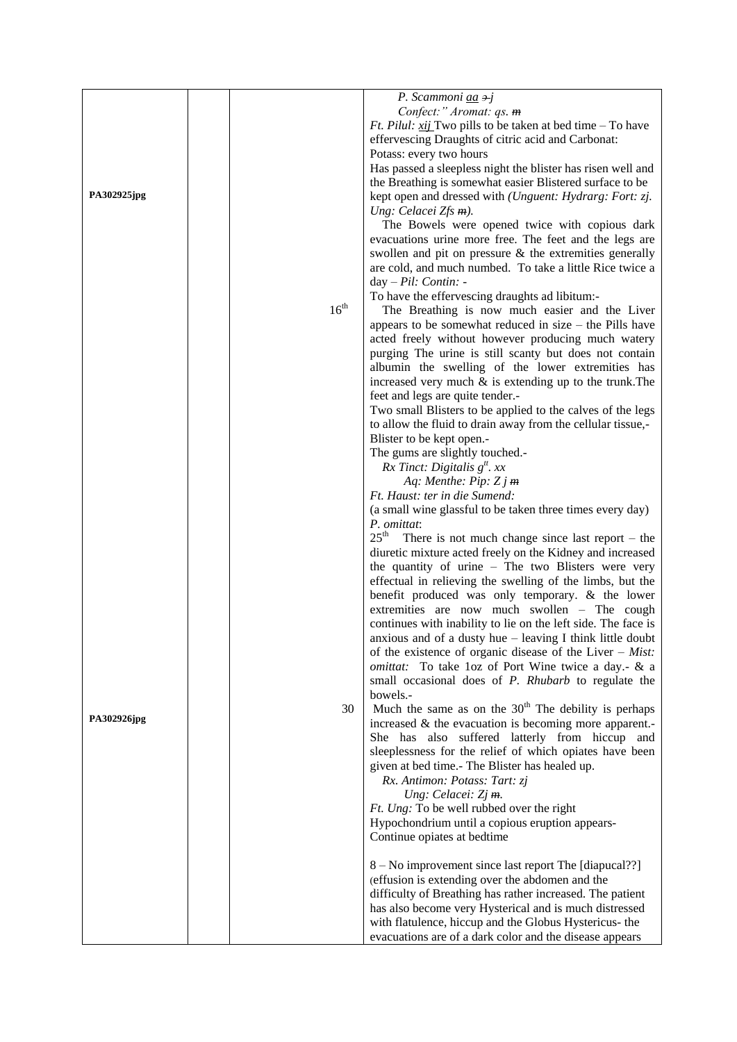| | | | |
|---|---|---|---|
| PA302925jpg | | | *P. Scammoni* <u>*aa*</u> ~~℈~~*j*<br>*Confect:" Aromat: qs.* ~~*m*~~<br>*Ft. Pilul:* <u>*xij*</u> Two pills to be taken at bed time – To have effervescing Draughts of citric acid and Carbonat: Potass: every two hours<br>Has passed a sleepless night the blister has risen well and the Breathing is somewhat easier Blistered surface to be kept open and dressed with *(Unguent: Hydrarg: Fort: zj. Ung: Celacei Zfs* ~~*m*~~*).*<br>The Bowels were opened twice with copious dark evacuations urine more free. The feet and the legs are swollen and pit on pressure & the extremities generally are cold, and much numbed. To take a little Rice twice a day – *Pil: Contin:* -<br>To have the effervescing draughts ad libitum:- |
| | | 16th | The Breathing is now much easier and the Liver appears to be somewhat reduced in size – the Pills have acted freely without however producing much watery purging The urine is still scanty but does not contain albumin the swelling of the lower extremities has increased very much & is extending up to the trunk.The feet and legs are quite tender.-<br>Two small Blisters to be applied to the calves of the legs to allow the fluid to drain away from the cellular tissue,- Blister to be kept open.-<br>The gums are slightly touched.-<br>*Rx Tinct: Digitalis gtt. xx*<br>*Aq: Menthe: Pip: Z j* ~~*m*~~<br>*Ft. Haust: ter in die Sumend:*<br>(a small wine glassful to be taken three times every day)<br>*P. omittat*:<br>25th There is not much change since last report – the diuretic mixture acted freely on the Kidney and increased the quantity of urine – The two Blisters were very effectual in relieving the swelling of the limbs, but the benefit produced was only temporary. & the lower extremities are now much swollen – The cough continues with inability to lie on the left side. The face is anxious and of a dusty hue – leaving I think little doubt of the existence of organic disease of the Liver – *Mist: omittat:* To take 1oz of Port Wine twice a day.- & a small occasional does of *P. Rhubarb* to regulate the bowels.- |
| PA302926jpg | | 30 | Much the same as on the 30th The debility is perhaps increased & the evacuation is becoming more apparent.- She has also suffered latterly from hiccup and sleeplessness for the relief of which opiates have been given at bed time.- The Blister has healed up.<br>*Rx. Antimon: Potass: Tart: zj*<br>*Ung: Celacei: Zj* ~~*m*~~.<br>*Ft. Ung:* To be well rubbed over the right Hypochondrium until a copious eruption appears-<br>Continue opiates at bedtime<br><br>8 – No improvement since last report The [diapucal??] (effusion is extending over the abdomen and the difficulty of Breathing has rather increased. The patient has also become very Hysterical and is much distressed with flatulence, hiccup and the Globus Hystericus- the evacuations are of a dark color and the disease appears |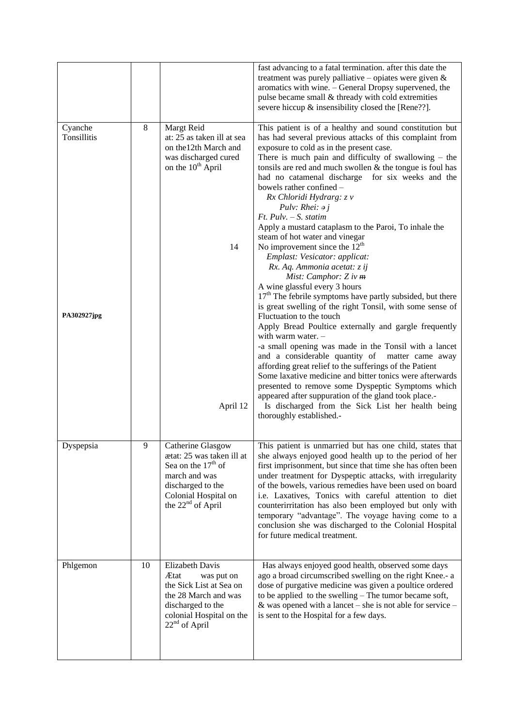| | | | |
|---|---|---|---|
| | | | fast advancing to a fatal termination. after this date the treatment was purely palliative – opiates were given & aromatics with wine. – General Dropsy supervened, the pulse became small & thready with cold extremities severe hiccup & insensibility closed the [Rene??]. |
| Cyanche Tonsillitis<br><br><br><br><br><br><br><br><br><br><br><br>**PA302927jpg** | 8 | Margt Reid at: 25 as taken ill at sea on the12th March and was discharged cured on the 10th April<br><br><br><br><br><br><br><br>14<br><br><br><br><br><br><br><br><br><br><br><br><br><br>April 12 | This patient is of a healthy and sound constitution but has had several previous attacks of this complaint from exposure to cold as in the present case.<br>There is much pain and difficulty of swallowing – the tonsils are red and much swollen & the tongue is foul has had no catamenal discharge for six weeks and the bowels rather confined –<br>*Rx Chloridi Hydrarg: z v*<br>*Pulv: Rhei: ϶ j*<br>*Ft. Pulv. – S. statim*<br>Apply a mustard cataplasm to the Paroi, To inhale the steam of hot water and vinegar<br>No improvement since the 12th<br>*Emplast: Vesicator: applicat:*<br>*Rx. Aq. Ammonia acetat: z ij*<br>*Mist: Camphor: Z iv ~~m~~*<br>A wine glassful every 3 hours<br>17th The febrile symptoms have partly subsided, but there is great swelling of the right Tonsil, with some sense of Fluctuation to the touch<br>Apply Bread Poultice externally and gargle frequently with warm water. –<br>-a small opening was made in the Tonsil with a lancet and a considerable quantity of matter came away affording great relief to the sufferings of the Patient<br>Some laxative medicine and bitter tonics were afterwards presented to remove some Dyspeptic Symptoms which appeared after suppuration of the gland took place.-<br>Is discharged from the Sick List her health being thoroughly established.- |
| Dyspepsia | 9 | Catherine Glasgow ætat: 25 was taken ill at Sea on the 17th of march and was discharged to the Colonial Hospital on the 22nd of April | This patient is unmarried but has one child, states that she always enjoyed good health up to the period of her first imprisonment, but since that time she has often been under treatment for Dyspeptic attacks, with irregularity of the bowels, various remedies have been used on board i.e. Laxatives, Tonics with careful attention to diet counterirritation has also been employed but only with temporary "advantage". The voyage having come to a conclusion she was discharged to the Colonial Hospital for future medical treatment. |
| Phlgemon | 10 | Elizabeth Davis Ætat was put on the Sick List at Sea on the 28 March and was discharged to the colonial Hospital on the 22nd of April | Has always enjoyed good health, observed some days ago a broad circumscribed swelling on the right Knee.- a dose of purgative medicine was given a poultice ordered to be applied to the swelling – The tumor became soft, & was opened with a lancet – she is not able for service – is sent to the Hospital for a few days. |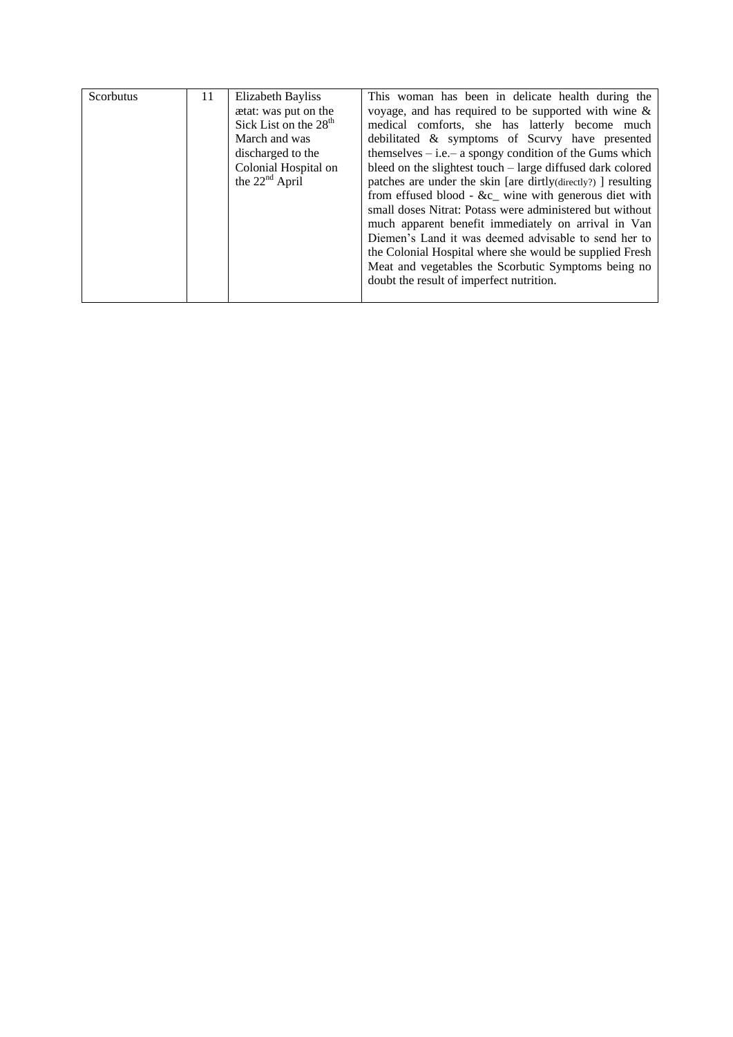| Scorbutus | 11 | Elizabeth Bayliss ætat: was put on the Sick List on the 28th March and was discharged to the Colonial Hospital on the 22nd April | This woman has been in delicate health during the voyage, and has required to be supported with wine & medical comforts, she has latterly become much debilitated & symptoms of Scurvy have presented themselves – i.e.– a spongy condition of the Gums which bleed on the slightest touch – large diffused dark colored patches are under the skin [are dirtly(directly?) ] resulting from effused blood - &c_ wine with generous diet with small doses Nitrat: Potass were administered but without much apparent benefit immediately on arrival in Van Diemen's Land it was deemed advisable to send her to the Colonial Hospital where she would be supplied Fresh Meat and vegetables the Scorbutic Symptoms being no doubt the result of imperfect nutrition. |
|---|---|---|---|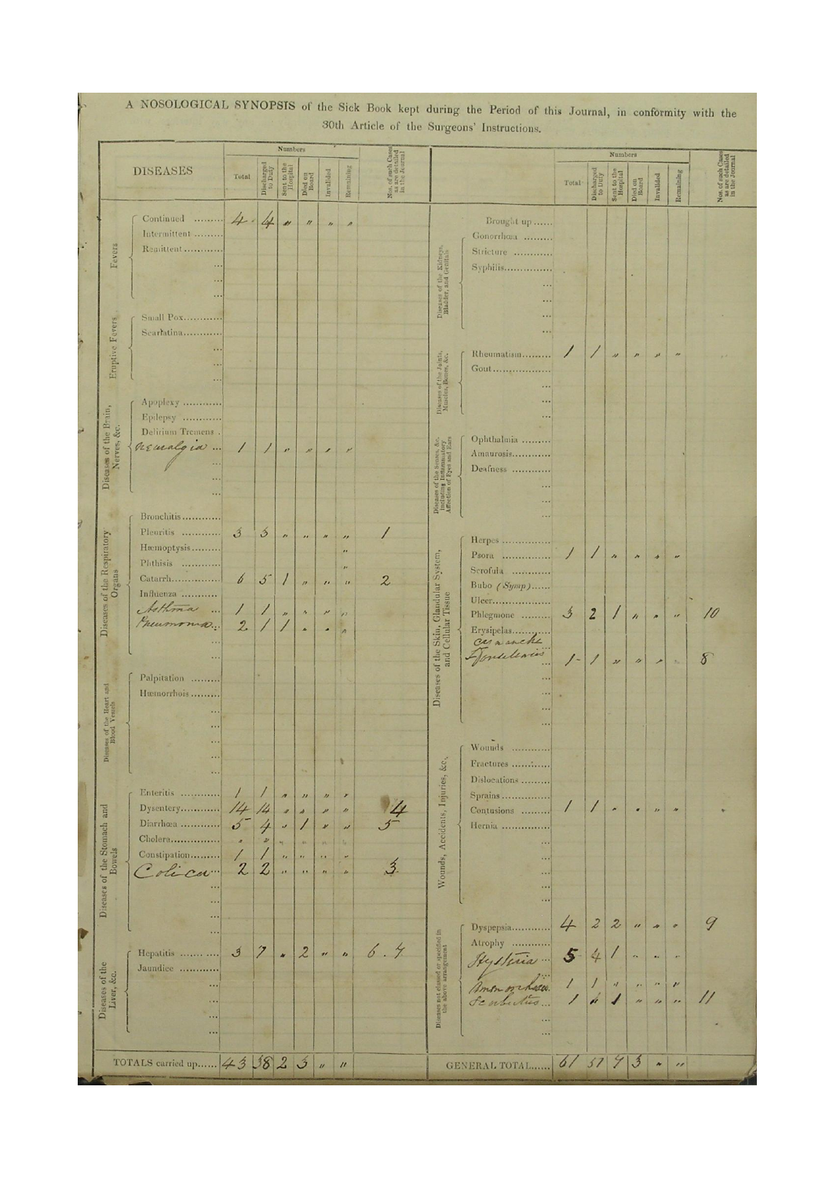# A NOSOLOGICAL SYNOPSIS of the Sick Book kept during the Period of this Journal, in conformity with the 30th Article of the Surgeons' Instructions.

| | DISEASES | Total | Discharged to Duty | Sent to the Hospital | Died on Board | Invalided | Remaining | Nos. of such Cases as are detailed in the Journal |
|---|---|---|---|---|---|---|---|---|
| Fevers | Continued | 4 | 4 | " | " | " | " | |
| | Intermittent | | | | | | | |
| | Remittent | | | | | | | |
| Eruptive Fevers | Small Pox | | | | | | | |
| | Scarlatina | | | | | | | |
| Diseases of the Brain, Nerves, &c. | Apoplexy | | | | | | | |
| | Epilepsy | | | | | | | |
| | Delirium Tremens | | | | | | | |
| | Neuralgia | 1 | 1 | " | " | " | " | |
| Diseases of the Respiratory Organs | Bronchitis | | | | | | | |
| | Pleuritis | 3 | 3 | " | " | " | " | 1 |
| | Hæmoptysis | | | | | | " | |
| | Phthisis | | | | | | " | |
| | Catarrh | 6 | 5 | 1 | " | " | " | 2 |
| | Influenza | | | | | | | |
| | Asthma | 1 | 1 | " | " | " | " | |
| | Pneumonia | 2 | 1 | 1 | " | " | " | |
| Diseases of the Heart and Blood Vessels | Palpitation | | | | | | | |
| | Hæmorrhois | | | | | | | |
| Diseases of the Stomach and Bowels | Enteritis | 1 | 1 | " | " | " | " | |
| | Dysentery | 14 | 14 | " | " | " | " | 4 |
| | Diarrhœa | 5 | 4 | " | 1 | " | " | 5 |
| | Cholera | " | " | " | " | " | " | |
| | Constipation | 1 | 1 | " | " | " | " | |
| | Colica | 2 | 2 | " | " | " | " | 3 |
| Diseases of the Liver, &c. | Hepatitis | 3 | 7 | " | 2 | " | " | 6. 7 |
| | Jaundice | | | | | | | |
| | TOTALS carried up | 43 | 38 | 2 | 3 | " | " | |

| | DISEASES | Total | Discharged to Duty | Sent to the Hospital | Died on Board | Invalided | Remaining | Nos. of such Cases as are detailed in the Journal |
|---|---|---|---|---|---|---|---|---|
| | Brought up | | | | | | | |
| Diseases of the Kidneys, Bladder, and Genitals | Gonorrhœa | | | | | | | |
| | Stricture | | | | | | | |
| | Syphilis | | | | | | | |
| Diseases of the Joints, Muscles, Bones, &c. | Rheumatism | 1 | 1 | " | " | " | " | |
| | Gout | | | | | | | |
| Diseases of the Senses, &c. including Inflammatory Affection of Eyes and Ears | Ophthalmia | | | | | | | |
| | Amaurosis | | | | | | | |
| | Deafness | | | | | | | |
| Diseases of the Skin, Glandular System, and Cellular Tissue | Herpes | | | | | | | |
| | Psora | 1 | 1 | " | " | " | " | |
| | Scrofula | | | | | | | |
| | Bubo (Symp) | | | | | | | |
| | Ulcer | | | | | | | |
| | Phlegmone | 3 | 2 | 1 | " | " | " | 10 |
| | Erysipelas | | | | | | | |
| | Cynanche Tonsillaris | 1 | 1 | " | " | " | | 8 |
| Wounds, Accidents, Injuries, &c. | Wounds | | | | | | | |
| | Fractures | | | | | | | |
| | Dislocations | | | | | | | |
| | Sprains | | | | | | | |
| | Contusions | 1 | 1 | " | " | " | " | |
| | Hernia | | | | | | | |
| Diseases not classed or specified in the above arrangement | Dyspepsia | 4 | 2 | 2 | " | " | " | 9 |
| | Atrophy | | | | | | | |
| | Hysteria | 5 | 4 | 1 | " | " | " | |
| | Amenorrhœa | 1 | 1 | " | " | " | " | |
| | Scorbutus | 1 | " | 1 | " | " | " | 11 |
| | GENERAL TOTAL | 61 | 51 | 7 | 3 | " | " | |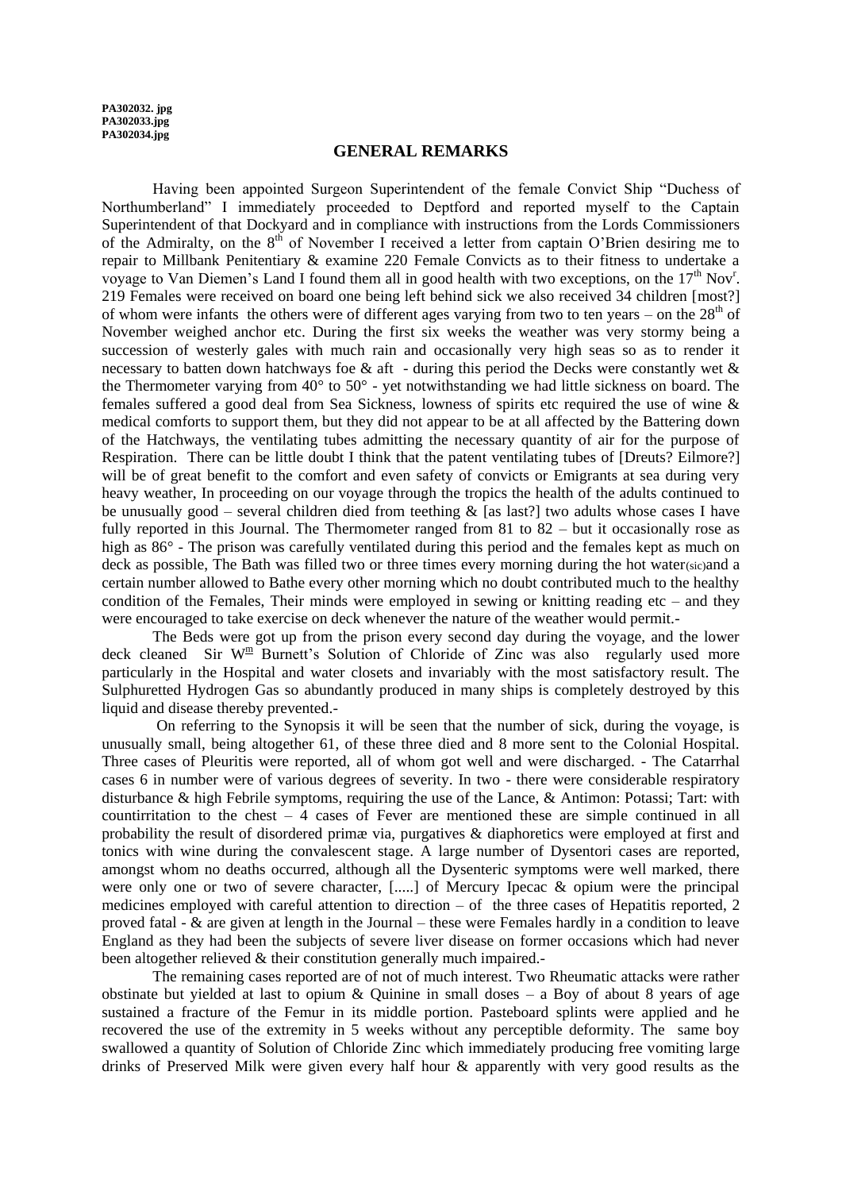**PA302032. jpg**
**PA302033.jpg**
**PA302034.jpg**

## GENERAL REMARKS

Having been appointed Surgeon Superintendent of the female Convict Ship "Duchess of Northumberland" I immediately proceeded to Deptford and reported myself to the Captain Superintendent of that Dockyard and in compliance with instructions from the Lords Commissioners of the Admiralty, on the 8th of November I received a letter from captain O'Brien desiring me to repair to Millbank Penitentiary & examine 220 Female Convicts as to their fitness to undertake a voyage to Van Diemen's Land I found them all in good health with two exceptions, on the 17th Novr. 219 Females were received on board one being left behind sick we also received 34 children [most?] of whom were infants the others were of different ages varying from two to ten years – on the 28th of November weighed anchor etc. During the first six weeks the weather was very stormy being a succession of westerly gales with much rain and occasionally very high seas so as to render it necessary to batten down hatchways foe & aft - during this period the Decks were constantly wet & the Thermometer varying from 40° to 50° - yet notwithstanding we had little sickness on board. The females suffered a good deal from Sea Sickness, lowness of spirits etc required the use of wine & medical comforts to support them, but they did not appear to be at all affected by the Battering down of the Hatchways, the ventilating tubes admitting the necessary quantity of air for the purpose of Respiration. There can be little doubt I think that the patent ventilating tubes of [Dreuts? Eilmore?] will be of great benefit to the comfort and even safety of convicts or Emigrants at sea during very heavy weather, In proceeding on our voyage through the tropics the health of the adults continued to be unusually good – several children died from teething & [as last?] two adults whose cases I have fully reported in this Journal. The Thermometer ranged from 81 to 82 – but it occasionally rose as high as 86° - The prison was carefully ventilated during this period and the females kept as much on deck as possible, The Bath was filled two or three times every morning during the hot water(sic)and a certain number allowed to Bathe every other morning which no doubt contributed much to the healthy condition of the Females, Their minds were employed in sewing or knitting reading etc – and they were encouraged to take exercise on deck whenever the nature of the weather would permit.-

The Beds were got up from the prison every second day during the voyage, and the lower deck cleaned Sir Wm Burnett's Solution of Chloride of Zinc was also regularly used more particularly in the Hospital and water closets and invariably with the most satisfactory result. The Sulphuretted Hydrogen Gas so abundantly produced in many ships is completely destroyed by this liquid and disease thereby prevented.-

On referring to the Synopsis it will be seen that the number of sick, during the voyage, is unusually small, being altogether 61, of these three died and 8 more sent to the Colonial Hospital. Three cases of Pleuritis were reported, all of whom got well and were discharged. - The Catarrhal cases 6 in number were of various degrees of severity. In two - there were considerable respiratory disturbance & high Febrile symptoms, requiring the use of the Lance, & Antimon: Potassi; Tart: with countirritation to the chest – 4 cases of Fever are mentioned these are simple continued in all probability the result of disordered primæ via, purgatives & diaphoretics were employed at first and tonics with wine during the convalescent stage. A large number of Dysentori cases are reported, amongst whom no deaths occurred, although all the Dysenteric symptoms were well marked, there were only one or two of severe character, [.....] of Mercury Ipecac & opium were the principal medicines employed with careful attention to direction – of the three cases of Hepatitis reported, 2 proved fatal - & are given at length in the Journal – these were Females hardly in a condition to leave England as they had been the subjects of severe liver disease on former occasions which had never been altogether relieved & their constitution generally much impaired.-

The remaining cases reported are of not of much interest. Two Rheumatic attacks were rather obstinate but yielded at last to opium & Quinine in small doses – a Boy of about 8 years of age sustained a fracture of the Femur in its middle portion. Pasteboard splints were applied and he recovered the use of the extremity in 5 weeks without any perceptible deformity. The same boy swallowed a quantity of Solution of Chloride Zinc which immediately producing free vomiting large drinks of Preserved Milk were given every half hour & apparently with very good results as the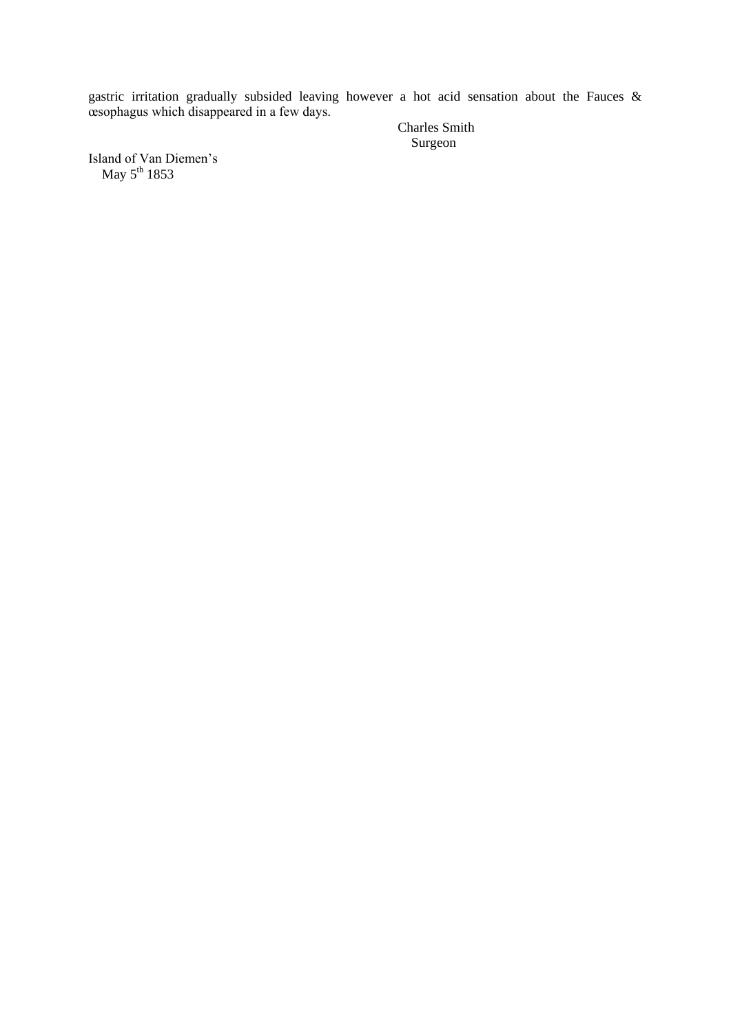gastric irritation gradually subsided leaving however a hot acid sensation about the Fauces & œsophagus which disappeared in a few days.

Charles Smith
Surgeon

Island of Van Diemen's
May 5th 1853